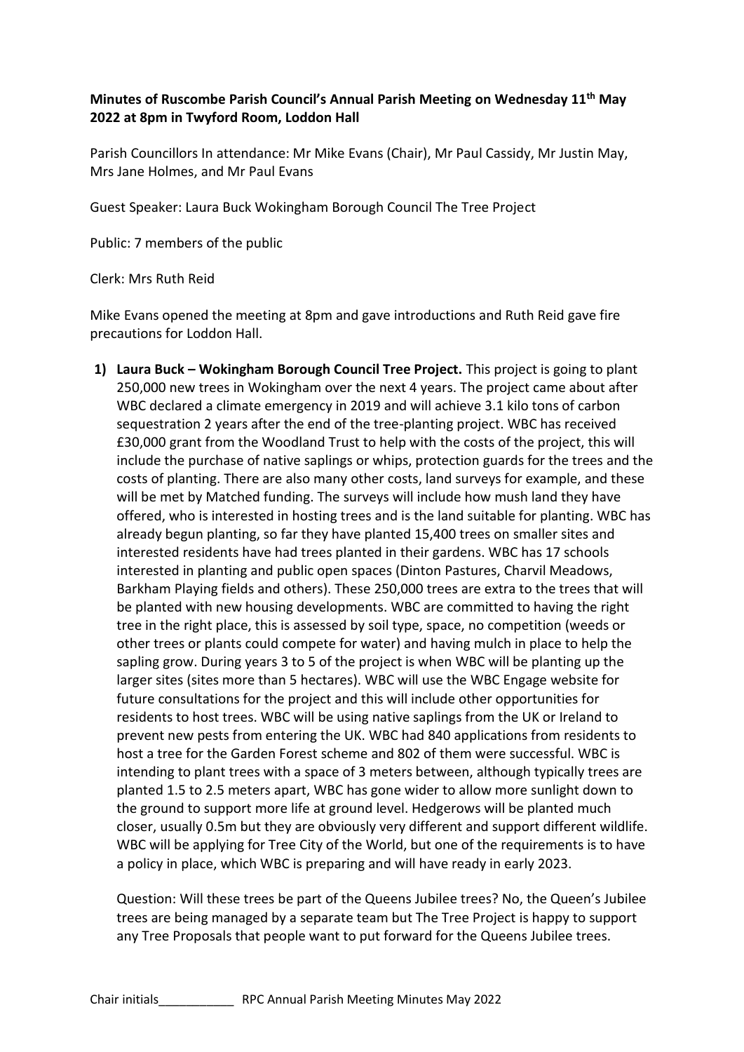**Minutes of Ruscombe Parish Council's Annual Parish Meeting on Wednesday 11th May 2022 at 8pm in Twyford Room, Loddon Hall**

Parish Councillors In attendance: Mr Mike Evans (Chair), Mr Paul Cassidy, Mr Justin May, Mrs Jane Holmes, and Mr Paul Evans

Guest Speaker: Laura Buck Wokingham Borough Council The Tree Project

Public: 7 members of the public

Clerk: Mrs Ruth Reid

Mike Evans opened the meeting at 8pm and gave introductions and Ruth Reid gave fire precautions for Loddon Hall.

1) **Laura Buck – Wokingham Borough Council Tree Project.** This project is going to plant 250,000 new trees in Wokingham over the next 4 years. The project came about after WBC declared a climate emergency in 2019 and will achieve 3.1 kilo tons of carbon sequestration 2 years after the end of the tree-planting project. WBC has received £30,000 grant from the Woodland Trust to help with the costs of the project, this will include the purchase of native saplings or whips, protection guards for the trees and the costs of planting. There are also many other costs, land surveys for example, and these will be met by Matched funding. The surveys will include how mush land they have offered, who is interested in hosting trees and is the land suitable for planting. WBC has already begun planting, so far they have planted 15,400 trees on smaller sites and interested residents have had trees planted in their gardens. WBC has 17 schools interested in planting and public open spaces (Dinton Pastures, Charvil Meadows, Barkham Playing fields and others). These 250,000 trees are extra to the trees that will be planted with new housing developments. WBC are committed to having the right tree in the right place, this is assessed by soil type, space, no competition (weeds or other trees or plants could compete for water) and having mulch in place to help the sapling grow. During years 3 to 5 of the project is when WBC will be planting up the larger sites (sites more than 5 hectares). WBC will use the WBC Engage website for future consultations for the project and this will include other opportunities for residents to host trees. WBC will be using native saplings from the UK or Ireland to prevent new pests from entering the UK. WBC had 840 applications from residents to host a tree for the Garden Forest scheme and 802 of them were successful. WBC is intending to plant trees with a space of 3 meters between, although typically trees are planted 1.5 to 2.5 meters apart, WBC has gone wider to allow more sunlight down to the ground to support more life at ground level. Hedgerows will be planted much closer, usually 0.5m but they are obviously very different and support different wildlife. WBC will be applying for Tree City of the World, but one of the requirements is to have a policy in place, which WBC is preparing and will have ready in early 2023.

   Question: Will these trees be part of the Queens Jubilee trees? No, the Queen's Jubilee trees are being managed by a separate team but The Tree Project is happy to support any Tree Proposals that people want to put forward for the Queens Jubilee trees.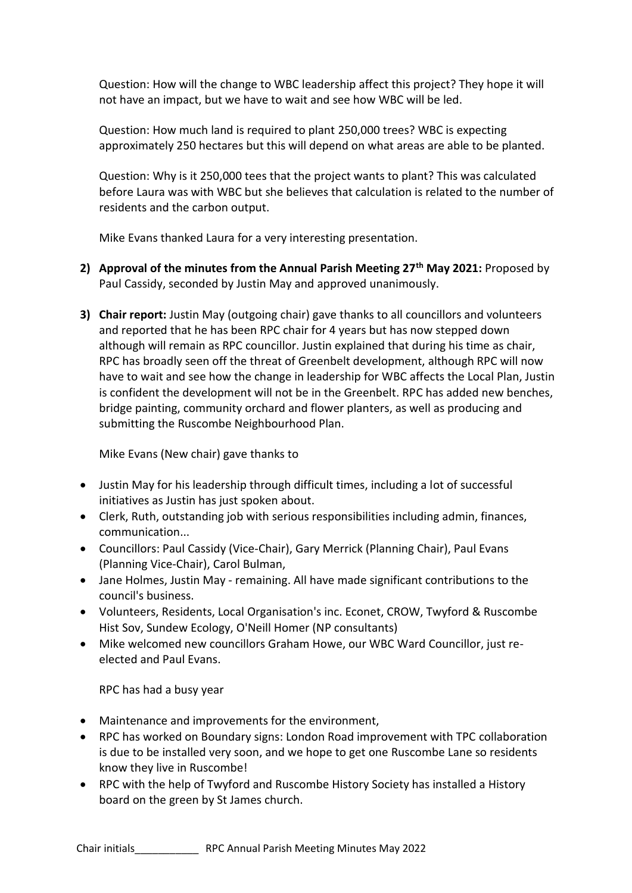Question: How will the change to WBC leadership affect this project? They hope it will not have an impact, but we have to wait and see how WBC will be led.

Question: How much land is required to plant 250,000 trees? WBC is expecting approximately 250 hectares but this will depend on what areas are able to be planted.

Question: Why is it 250,000 tees that the project wants to plant? This was calculated before Laura was with WBC but she believes that calculation is related to the number of residents and the carbon output.

Mike Evans thanked Laura for a very interesting presentation.

2) **Approval of the minutes from the Annual Parish Meeting 27th May 2021:** Proposed by Paul Cassidy, seconded by Justin May and approved unanimously.

3) **Chair report:** Justin May (outgoing chair) gave thanks to all councillors and volunteers and reported that he has been RPC chair for 4 years but has now stepped down although will remain as RPC councillor. Justin explained that during his time as chair, RPC has broadly seen off the threat of Greenbelt development, although RPC will now have to wait and see how the change in leadership for WBC affects the Local Plan, Justin is confident the development will not be in the Greenbelt. RPC has added new benches, bridge painting, community orchard and flower planters, as well as producing and submitting the Ruscombe Neighbourhood Plan.

   Mike Evans (New chair) gave thanks to

   - Justin May for his leadership through difficult times, including a lot of successful initiatives as Justin has just spoken about.
   - Clerk, Ruth, outstanding job with serious responsibilities including admin, finances, communication...
   - Councillors: Paul Cassidy (Vice-Chair), Gary Merrick (Planning Chair), Paul Evans (Planning Vice-Chair), Carol Bulman,
   - Jane Holmes, Justin May - remaining. All have made significant contributions to the council's business.
   - Volunteers, Residents, Local Organisation's inc. Econet, CROW, Twyford & Ruscombe Hist Sov, Sundew Ecology, O'Neill Homer (NP consultants)
   - Mike welcomed new councillors Graham Howe, our WBC Ward Councillor, just re-elected and Paul Evans.

   RPC has had a busy year

   - Maintenance and improvements for the environment,
   - RPC has worked on Boundary signs: London Road improvement with TPC collaboration is due to be installed very soon, and we hope to get one Ruscombe Lane so residents know they live in Ruscombe!
   - RPC with the help of Twyford and Ruscombe History Society has installed a History board on the green by St James church.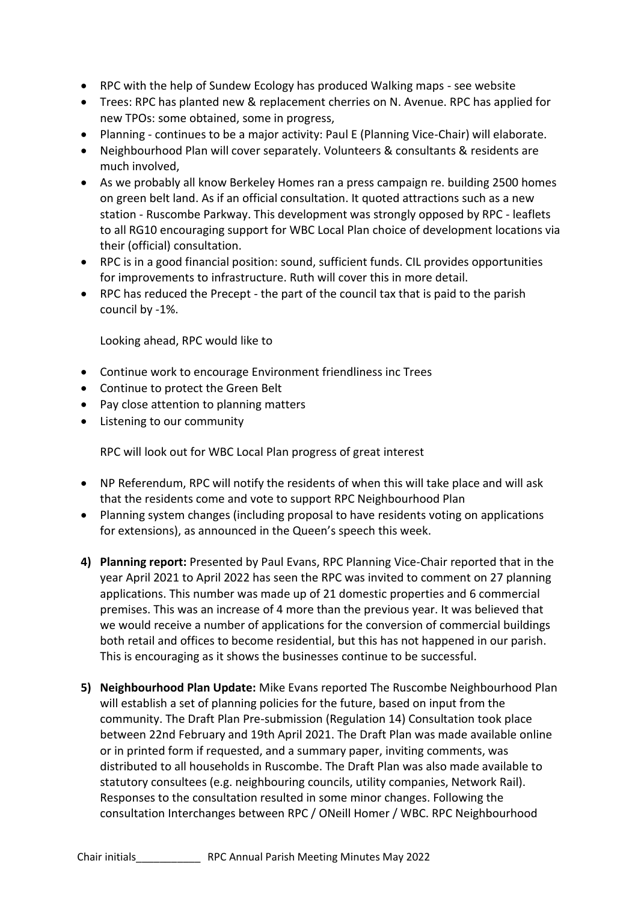- RPC with the help of Sundew Ecology has produced Walking maps - see website
- Trees: RPC has planted new & replacement cherries on N. Avenue. RPC has applied for new TPOs: some obtained, some in progress,
- Planning - continues to be a major activity: Paul E (Planning Vice-Chair) will elaborate.
- Neighbourhood Plan will cover separately. Volunteers & consultants & residents are much involved,
- As we probably all know Berkeley Homes ran a press campaign re. building 2500 homes on green belt land. As if an official consultation. It quoted attractions such as a new station - Ruscombe Parkway. This development was strongly opposed by RPC - leaflets to all RG10 encouraging support for WBC Local Plan choice of development locations via their (official) consultation.
- RPC is in a good financial position: sound, sufficient funds. CIL provides opportunities for improvements to infrastructure. Ruth will cover this in more detail.
- RPC has reduced the Precept - the part of the council tax that is paid to the parish council by -1%.

  Looking ahead, RPC would like to

- Continue work to encourage Environment friendliness inc Trees
- Continue to protect the Green Belt
- Pay close attention to planning matters
- Listening to our community

  RPC will look out for WBC Local Plan progress of great interest

- NP Referendum, RPC will notify the residents of when this will take place and will ask that the residents come and vote to support RPC Neighbourhood Plan
- Planning system changes (including proposal to have residents voting on applications for extensions), as announced in the Queen's speech this week.

4) **Planning report:** Presented by Paul Evans, RPC Planning Vice-Chair reported that in the year April 2021 to April 2022 has seen the RPC was invited to comment on 27 planning applications. This number was made up of 21 domestic properties and 6 commercial premises. This was an increase of 4 more than the previous year. It was believed that we would receive a number of applications for the conversion of commercial buildings both retail and offices to become residential, but this has not happened in our parish. This is encouraging as it shows the businesses continue to be successful.

5) **Neighbourhood Plan Update:** Mike Evans reported The Ruscombe Neighbourhood Plan will establish a set of planning policies for the future, based on input from the community. The Draft Plan Pre-submission (Regulation 14) Consultation took place between 22nd February and 19th April 2021. The Draft Plan was made available online or in printed form if requested, and a summary paper, inviting comments, was distributed to all households in Ruscombe. The Draft Plan was also made available to statutory consultees (e.g. neighbouring councils, utility companies, Network Rail). Responses to the consultation resulted in some minor changes. Following the consultation Interchanges between RPC / ONeill Homer / WBC. RPC Neighbourhood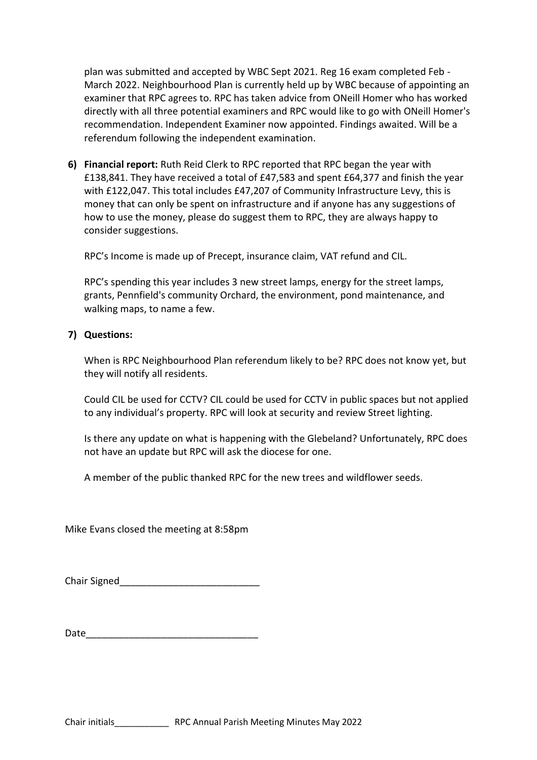plan was submitted and accepted by WBC Sept 2021. Reg 16 exam completed Feb - March 2022. Neighbourhood Plan is currently held up by WBC because of appointing an examiner that RPC agrees to. RPC has taken advice from ONeill Homer who has worked directly with all three potential examiners and RPC would like to go with ONeill Homer's recommendation. Independent Examiner now appointed. Findings awaited. Will be a referendum following the independent examination.

6) **Financial report:** Ruth Reid Clerk to RPC reported that RPC began the year with £138,841. They have received a total of £47,583 and spent £64,377 and finish the year with £122,047. This total includes £47,207 of Community Infrastructure Levy, this is money that can only be spent on infrastructure and if anyone has any suggestions of how to use the money, please do suggest them to RPC, they are always happy to consider suggestions.

   RPC's Income is made up of Precept, insurance claim, VAT refund and CIL.

   RPC's spending this year includes 3 new street lamps, energy for the street lamps, grants, Pennfield's community Orchard, the environment, pond maintenance, and walking maps, to name a few.

7) **Questions:**

   When is RPC Neighbourhood Plan referendum likely to be? RPC does not know yet, but they will notify all residents.

   Could CIL be used for CCTV? CIL could be used for CCTV in public spaces but not applied to any individual's property. RPC will look at security and review Street lighting.

   Is there any update on what is happening with the Glebeland? Unfortunately, RPC does not have an update but RPC will ask the diocese for one.

   A member of the public thanked RPC for the new trees and wildflower seeds.

Mike Evans closed the meeting at 8:58pm

Chair Signed__________________________

Date________________________________

Chair initials___________ RPC Annual Parish Meeting Minutes May 2022